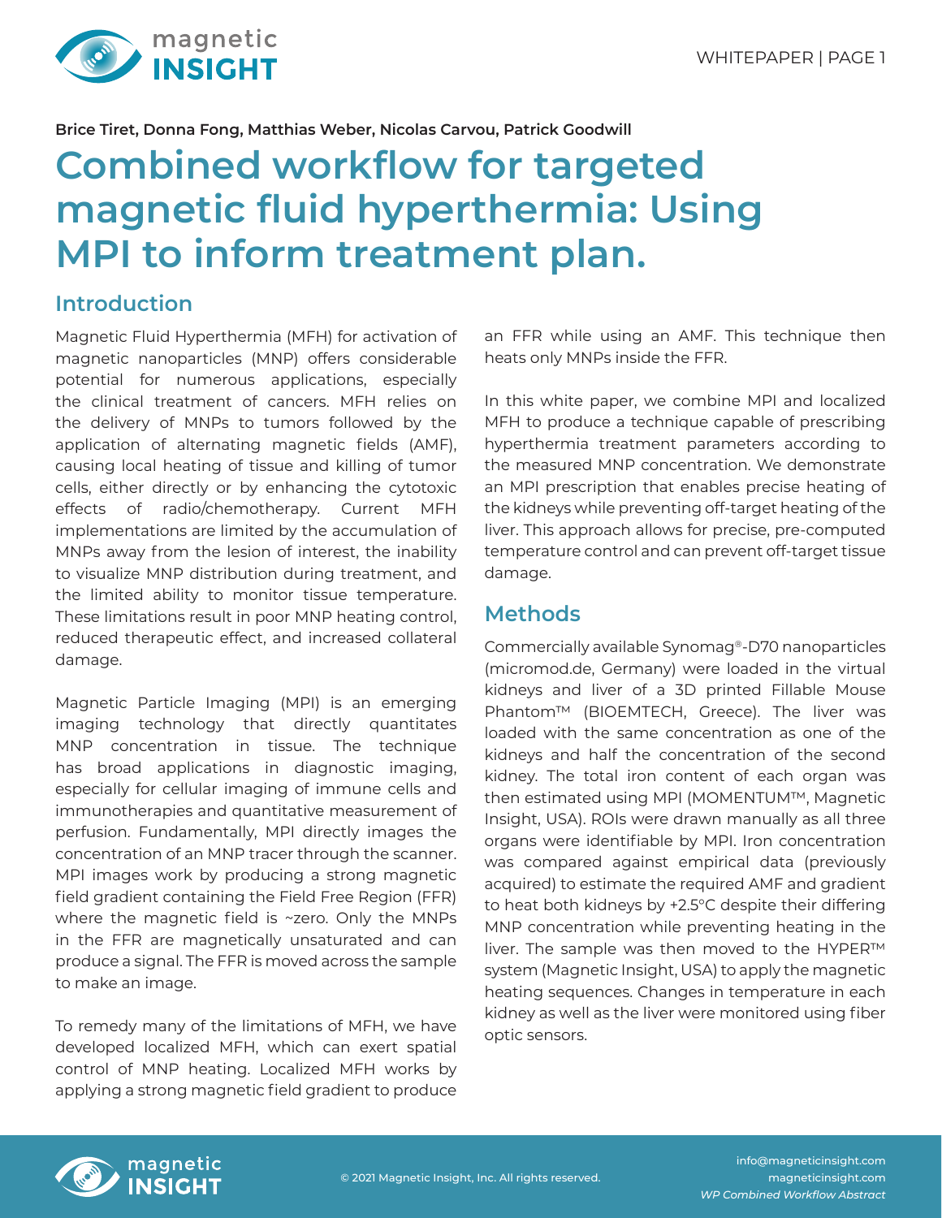Brice Tiret, Donna Fong, Matthias Weber, Nicolas Carvou, Patrick Goodwill

# Combined workflow for targeted magnetic fluid hyperthermia: Using MPI to inform treatment plan.

## Introduction

Magnetic Fluid Hyperthermia (MFH) for activation of magnetic nanoparticles (MNP) offers considerable potential for numerous applications, especially the clinical treatment of cancers. MFH relies on the delivery of MNPs to tumors followed by the application of alternating magnetic fields (AMF), causing local heating of tissue and killing of tumor cells, either directly or by enhancing the cytotoxic effects of radio/chemotherapy. Current MFH implementations are limited by the accumulation of MNPs away from the lesion of interest, the inability to visualize MNP distribution during treatment, and the limited ability to monitor tissue temperature. These limitations result in poor MNP heating control, reduced therapeutic effect, and increased collateral damage.

Magnetic Particle Imaging (MPI) is an emerging imaging technology that directly quantitates MNP concentration in tissue. The technique has broad applications in diagnostic imaging, especially for cellular imaging of immune cells and immunotherapies and quantitative measurement of perfusion. Fundamentally, MPI directly images the concentration of an MNP tracer through the scanner. MPI images work by producing a strong magnetic field gradient containing the Field Free Region (FFR) where the magnetic field is ~zero. Only the MNPs in the FFR are magnetically unsaturated and can produce a signal. The FFR is moved across the sample to make an image.

To remedy many of the limitations of MFH, we have developed localized MFH, which can exert spatial control of MNP heating. Localized MFH works by applying a strong magnetic field gradient to produce an FFR while using an AMF. This technique then heats only MNPs inside the FFR.

In this white paper, we combine MPI and localized MFH to produce a technique capable of prescribing hyperthermia treatment parameters according to the measured MNP concentration. We demonstrate an MPI prescription that enables precise heating of the kidneys while preventing off-target heating of the liver. This approach allows for precise, pre-computed temperature control and can prevent off-target tissue damage.

## Methods

Commercially available Synomag®-D70 nanoparticles (micromod.de, Germany) were loaded in the virtual kidneys and liver of a 3D printed Fillable Mouse Phantom™ (BIOEMTECH, Greece). The liver was loaded with the same concentration as one of the kidneys and half the concentration of the second kidney. The total iron content of each organ was then estimated using MPI (MOMENTUM™, Magnetic Insight, USA). ROIs were drawn manually as all three organs were identifiable by MPI. Iron concentration was compared against empirical data (previously acquired) to estimate the required AMF and gradient to heat both kidneys by +2.5°C despite their differing MNP concentration while preventing heating in the liver. The sample was then moved to the HYPER™ system (Magnetic Insight, USA) to apply the magnetic heating sequences. Changes in temperature in each kidney as well as the liver were monitored using fiber optic sensors.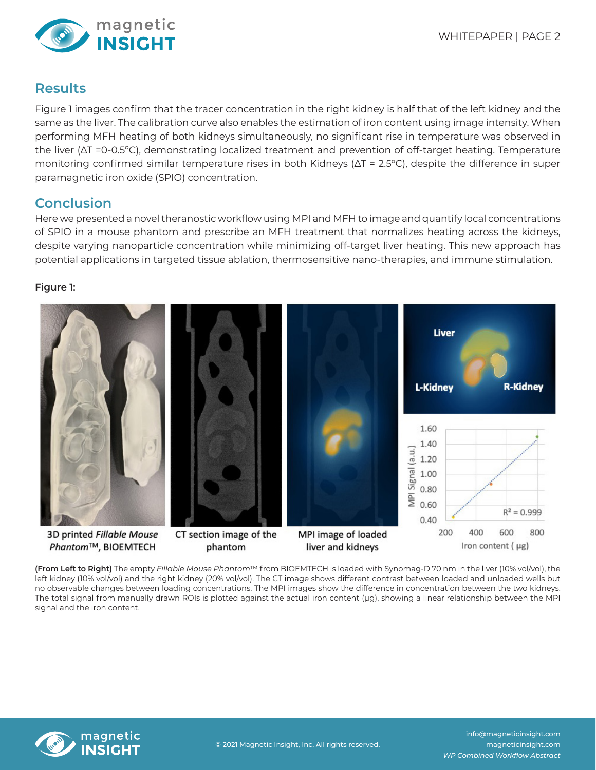## Results

Figure 1 images confirm that the tracer concentration in the right kidney is half that of the left kidney and the same as the liver. The calibration curve also enables the estimation of iron content using image intensity. When performing MFH heating of both kidneys simultaneously, no significant rise in temperature was observed in the liver (ΔT =0-0.5°C), demonstrating localized treatment and prevention of off-target heating. Temperature monitoring confirmed similar temperature rises in both Kidneys (ΔT = 2.5°C), despite the difference in super paramagnetic iron oxide (SPIO) concentration.

## Conclusion

Here we presented a novel theranostic workflow using MPI and MFH to image and quantify local concentrations of SPIO in a mouse phantom and prescribe an MFH treatment that normalizes heating across the kidneys, despite varying nanoparticle concentration while minimizing off-target liver heating. This new approach has potential applications in targeted tissue ablation, thermosensitive nano-therapies, and immune stimulation.

**Figure 1:**

3D printed *Fillable Mouse Phantom*™, BIOEMTECH

CT section image of the phantom

MPI image of loaded liver and kidneys

Liver, L-Kidney, R-Kidney

MPI Signal (a.u.) vs. Iron content (μg), $R^2 = 0.999$

**(From Left to Right)** The empty *Fillable Mouse Phantom*™ from BIOEMTECH is loaded with Synomag-D 70 nm in the liver (10% vol/vol), the left kidney (10% vol/vol) and the right kidney (20% vol/vol). The CT image shows different contrast between loaded and unloaded wells but no observable changes between loading concentrations. The MPI images show the difference in concentration between the two kidneys. The total signal from manually drawn ROIs is plotted against the actual iron content (μg), showing a linear relationship between the MPI signal and the iron content.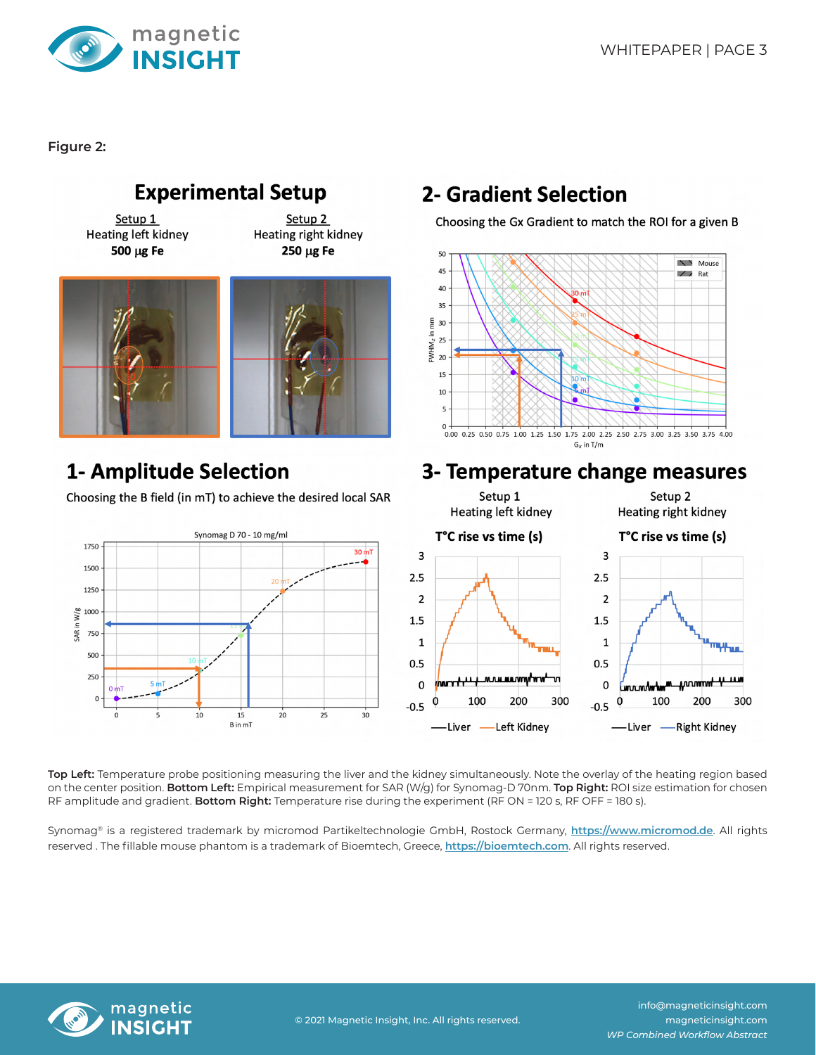Figure 2:

## Experimental Setup

Setup 1
Heating left kidney
**500 µg Fe**

Setup 2
Heating right kidney
**250 µg Fe**

## 2- Gradient Selection

Choosing the Gx Gradient to match the ROI for a given B

50
45
40
35
30
25
20
15
10
5
0

FWHM$_x$ in mm

0.00 0.25 0.50 0.75 1.00 1.25 1.50 1.75 2.00 2.25 2.50 2.75 3.00 3.25 3.50 3.75 4.00

$G_x$ in T/m

Mouse
Rat

30 mT
25 mT
20 mT
15 mT
10 mT
5 mT

## 1- Amplitude Selection

Choosing the B field (in mT) to achieve the desired local SAR

Synomag D 70 - 10 mg/ml

1750
1500
1250
1000
750
500
250
0

SAR in W/g

0 5 10 15 20 25 30

B in mT

0 mT
5 mT
10 mT
15 mT
20 mT
30 mT

## 3- Temperature change measures

Setup 1
Heating left kidney

**T°C rise vs time (s)**

3
2.5
2
1.5
1
0.5
0
-0.5

0 100 200 300

—Liver —Left Kidney

Setup 2
Heating right kidney

**T°C rise vs time (s)**

3
2.5
2
1.5
1
0.5
0
-0.5

0 100 200 300

—Liver —Right Kidney

**Top Left:** Temperature probe positioning measuring the liver and the kidney simultaneously. Note the overlay of the heating region based on the center position. **Bottom Left:** Empirical measurement for SAR (W/g) for Synomag-D 70nm. **Top Right:** ROI size estimation for chosen RF amplitude and gradient. **Bottom Right:** Temperature rise during the experiment (RF ON = 120 s, RF OFF = 180 s).

Synomag® is a registered trademark by micromod Partikeltechnologie GmbH, Rostock Germany, https://www.micromod.de. All rights reserved . The fillable mouse phantom is a trademark of Bioemtech, Greece, https://bioemtech.com. All rights reserved.